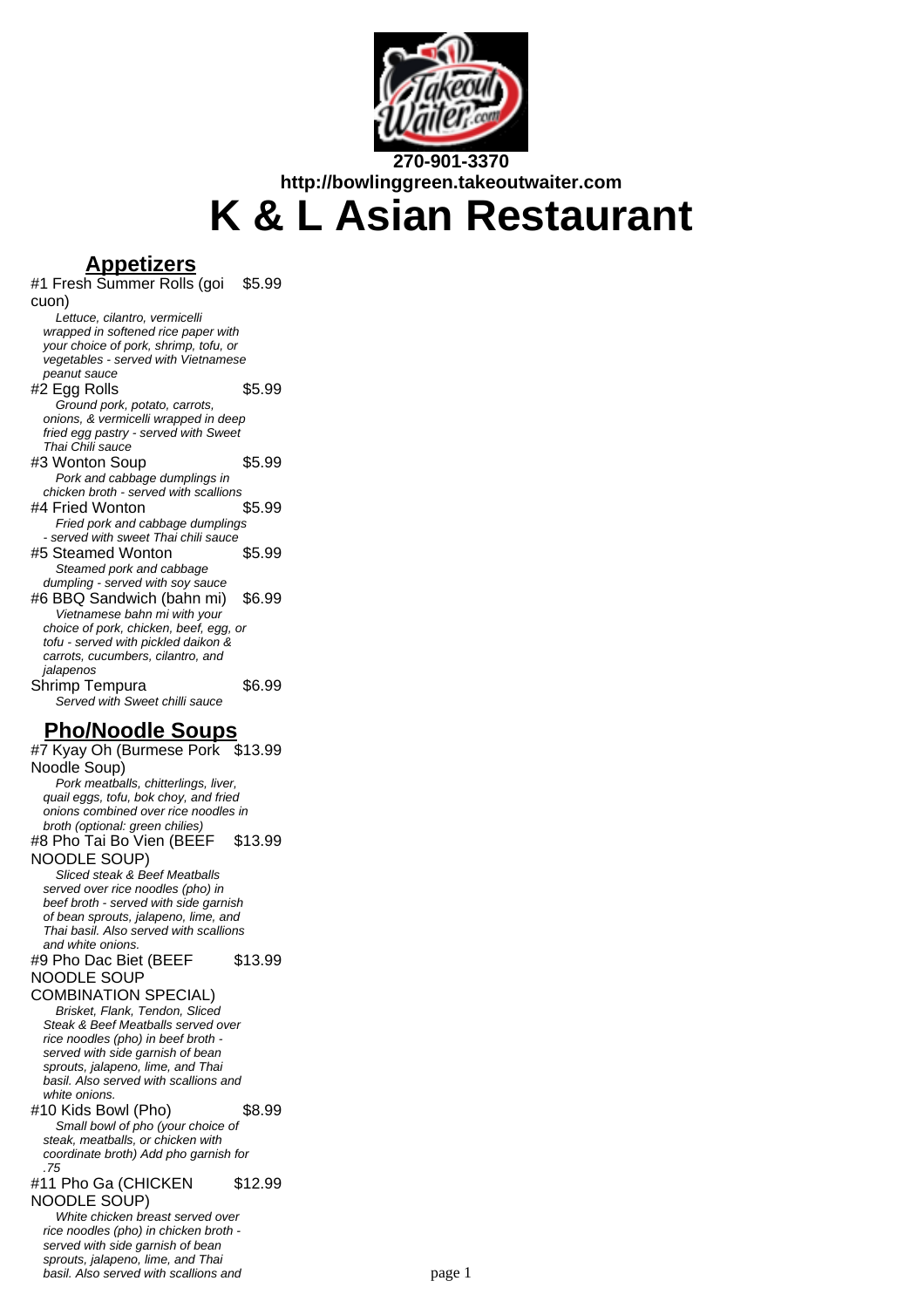**270-901-3370**
**http://bowlinggreen.takeoutwaiter.com**

# K & L Asian Restaurant

## Appetizers

#1 Fresh Summer Rolls (goi cuon) — $5.99
*Lettuce, cilantro, vermicelli wrapped in softened rice paper with your choice of pork, shrimp, tofu, or vegetables - served with Vietnamese peanut sauce*

#2 Egg Rolls — $5.99
*Ground pork, potato, carrots, onions, & vermicelli wrapped in deep fried egg pastry - served with Sweet Thai Chili sauce*

#3 Wonton Soup — $5.99
*Pork and cabbage dumplings in chicken broth - served with scallions*

#4 Fried Wonton — $5.99
*Fried pork and cabbage dumplings - served with sweet Thai chili sauce*

#5 Steamed Wonton — $5.99
*Steamed pork and cabbage dumpling - served with soy sauce*

#6 BBQ Sandwich (bahn mi) — $6.99
*Vietnamese bahn mi with your choice of pork, chicken, beef, egg, or tofu - served with pickled daikon & carrots, cucumbers, cilantro, and jalapenos*

Shrimp Tempura — $6.99
*Served with Sweet chilli sauce*

## Pho/Noodle Soups

#7 Kyay Oh (Burmese Pork Noodle Soup) — $13.99
*Pork meatballs, chitterlings, liver, quail eggs, tofu, bok choy, and fried onions combined over rice noodles in broth (optional: green chilies)*

#8 Pho Tai Bo Vien (BEEF NOODLE SOUP) — $13.99
*Sliced steak & Beef Meatballs served over rice noodles (pho) in beef broth - served with side garnish of bean sprouts, jalapeno, lime, and Thai basil. Also served with scallions and white onions.*

#9 Pho Dac Biet (BEEF NOODLE SOUP COMBINATION SPECIAL) — $13.99
*Brisket, Flank, Tendon, Sliced Steak & Beef Meatballs served over rice noodles (pho) in beef broth - served with side garnish of bean sprouts, jalapeno, lime, and Thai basil. Also served with scallions and white onions.*

#10 Kids Bowl (Pho) — $8.99
*Small bowl of pho (your choice of steak, meatballs, or chicken with coordinate broth) Add pho garnish for .75*

#11 Pho Ga (CHICKEN NOODLE SOUP) — $12.99
*White chicken breast served over rice noodles (pho) in chicken broth - served with side garnish of bean sprouts, jalapeno, lime, and Thai basil. Also served with scallions and*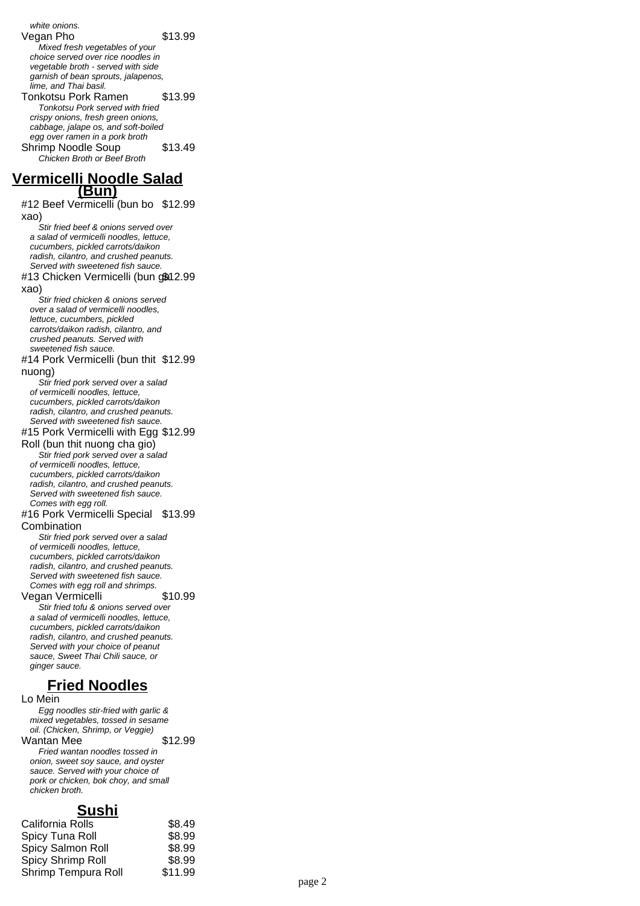*white onions.*

Vegan Pho $13.99

*Mixed fresh vegetables of your choice served over rice noodles in vegetable broth - served with side garnish of bean sprouts, jalapenos, lime, and Thai basil.*

Tonkotsu Pork Ramen $13.99

*Tonkotsu Pork served with fried crispy onions, fresh green onions, cabbage, jalape os, and soft-boiled egg over ramen in a pork broth*

Shrimp Noodle Soup $13.49

*Chicken Broth or Beef Broth*

## Vermicelli Noodle Salad (Bun)

#12 Beef Vermicelli (bun bo xao) $12.99

*Stir fried beef & onions served over a salad of vermicelli noodles, lettuce, cucumbers, pickled carrots/daikon radish, cilantro, and crushed peanuts. Served with sweetened fish sauce.*

#13 Chicken Vermicelli (bun ga xao) $12.99

*Stir fried chicken & onions served over a salad of vermicelli noodles, lettuce, cucumbers, pickled carrots/daikon radish, cilantro, and crushed peanuts. Served with sweetened fish sauce.*

#14 Pork Vermicelli (bun thit nuong) $12.99

*Stir fried pork served over a salad of vermicelli noodles, lettuce, cucumbers, pickled carrots/daikon radish, cilantro, and crushed peanuts. Served with sweetened fish sauce.*

#15 Pork Vermicelli with Egg Roll (bun thit nuong cha gio) $12.99

*Stir fried pork served over a salad of vermicelli noodles, lettuce, cucumbers, pickled carrots/daikon radish, cilantro, and crushed peanuts. Served with sweetened fish sauce. Comes with egg roll.*

#16 Pork Vermicelli Special Combination $13.99

*Stir fried pork served over a salad of vermicelli noodles, lettuce, cucumbers, pickled carrots/daikon radish, cilantro, and crushed peanuts. Served with sweetened fish sauce. Comes with egg roll and shrimps.*

Vegan Vermicelli $10.99

*Stir fried tofu & onions served over a salad of vermicelli noodles, lettuce, cucumbers, pickled carrots/daikon radish, cilantro, and crushed peanuts. Served with your choice of peanut sauce, Sweet Thai Chili sauce, or ginger sauce.*

## Fried Noodles

Lo Mein

*Egg noodles stir-fried with garlic & mixed vegetables, tossed in sesame oil. (Chicken, Shrimp, or Veggie)*

Wantan Mee $12.99

*Fried wantan noodles tossed in onion, sweet soy sauce, and oyster sauce. Served with your choice of pork or chicken, bok choy, and small chicken broth.*

## Sushi

California Rolls $8.49

Spicy Tuna Roll $8.99

Spicy Salmon Roll $8.99

Spicy Shrimp Roll $8.99

Shrimp Tempura Roll $11.99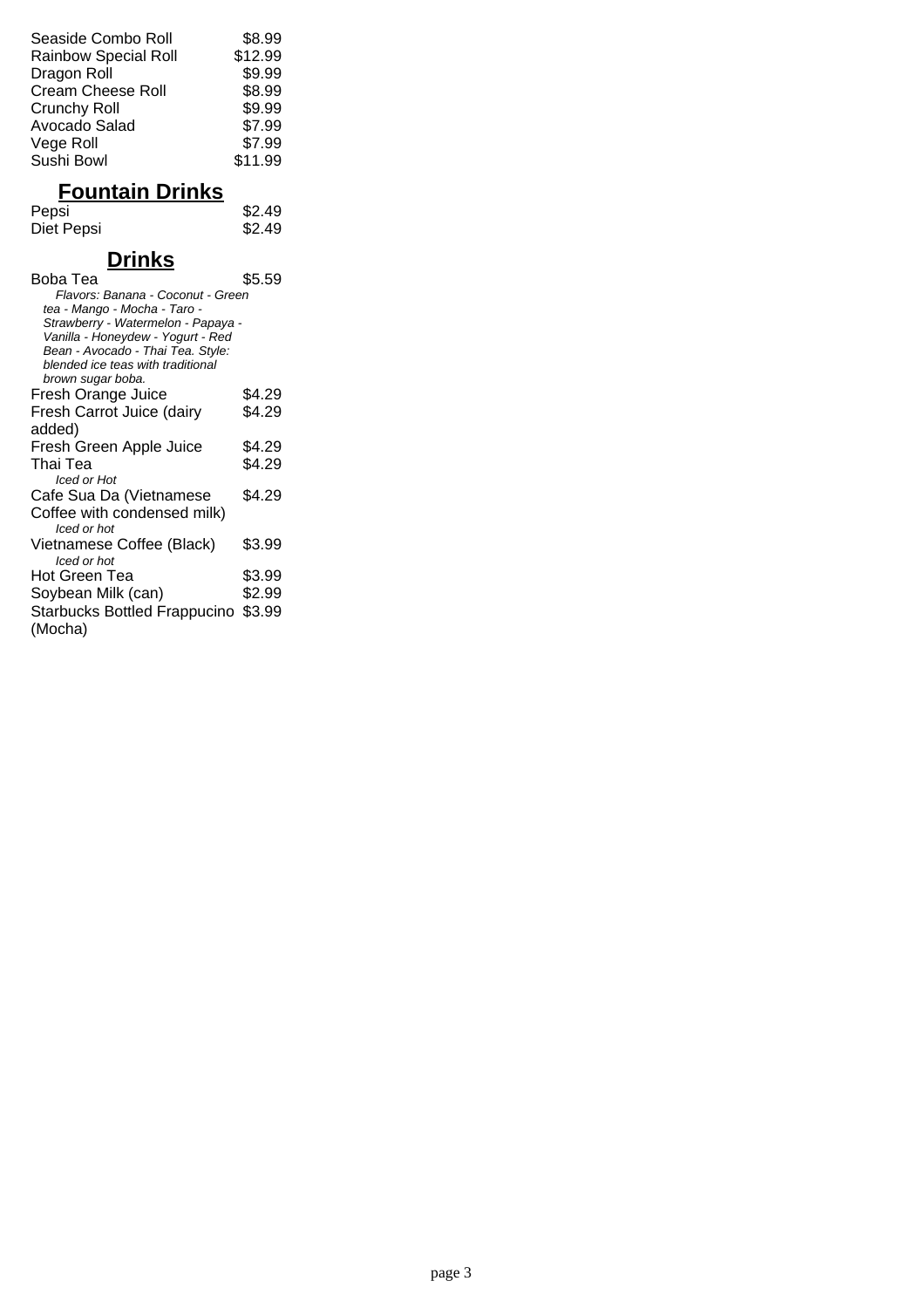| | |
|---|---|
| Seaside Combo Roll | $8.99 |
| Rainbow Special Roll | $12.99 |
| Dragon Roll | $9.99 |
| Cream Cheese Roll | $8.99 |
| Crunchy Roll | $9.99 |
| Avocado Salad | $7.99 |
| Vege Roll | $7.99 |
| Sushi Bowl | $11.99 |

## Fountain Drinks

| | |
|---|---|
| Pepsi | $2.49 |
| Diet Pepsi | $2.49 |

## Drinks

| | |
|---|---|
| Boba Tea<br>*Flavors: Banana - Coconut - Green tea - Mango - Mocha - Taro - Strawberry - Watermelon - Papaya - Vanilla - Honeydew - Yogurt - Red Bean - Avocado - Thai Tea. Style: blended ice teas with traditional brown sugar boba.* | $5.59 |
| Fresh Orange Juice | $4.29 |
| Fresh Carrot Juice (dairy added) | $4.29 |
| Fresh Green Apple Juice | $4.29 |
| Thai Tea<br>*Iced or Hot* | $4.29 |
| Cafe Sua Da (Vietnamese Coffee with condensed milk)<br>*Iced or hot* | $4.29 |
| Vietnamese Coffee (Black)<br>*Iced or hot* | $3.99 |
| Hot Green Tea | $3.99 |
| Soybean Milk (can) | $2.99 |
| Starbucks Bottled Frappucino (Mocha) | $3.99 |